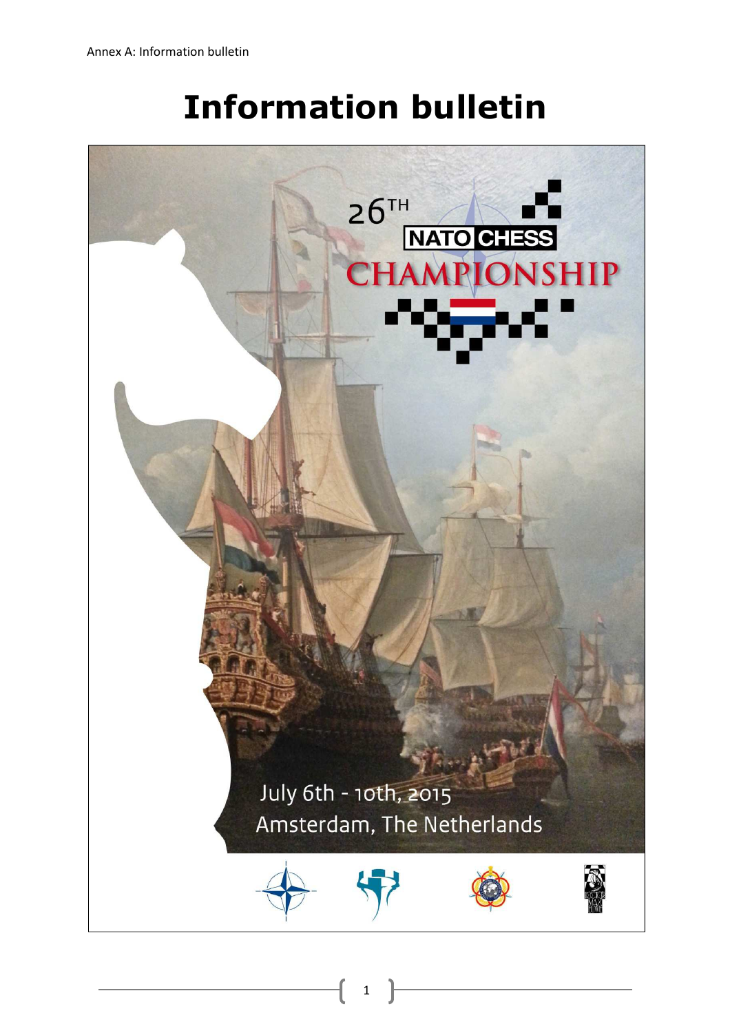# Information bulletin

26TH NATO CHESS CHAMPIONSHIP

July 6th - 10th, 2015
Amsterdam, The Netherlands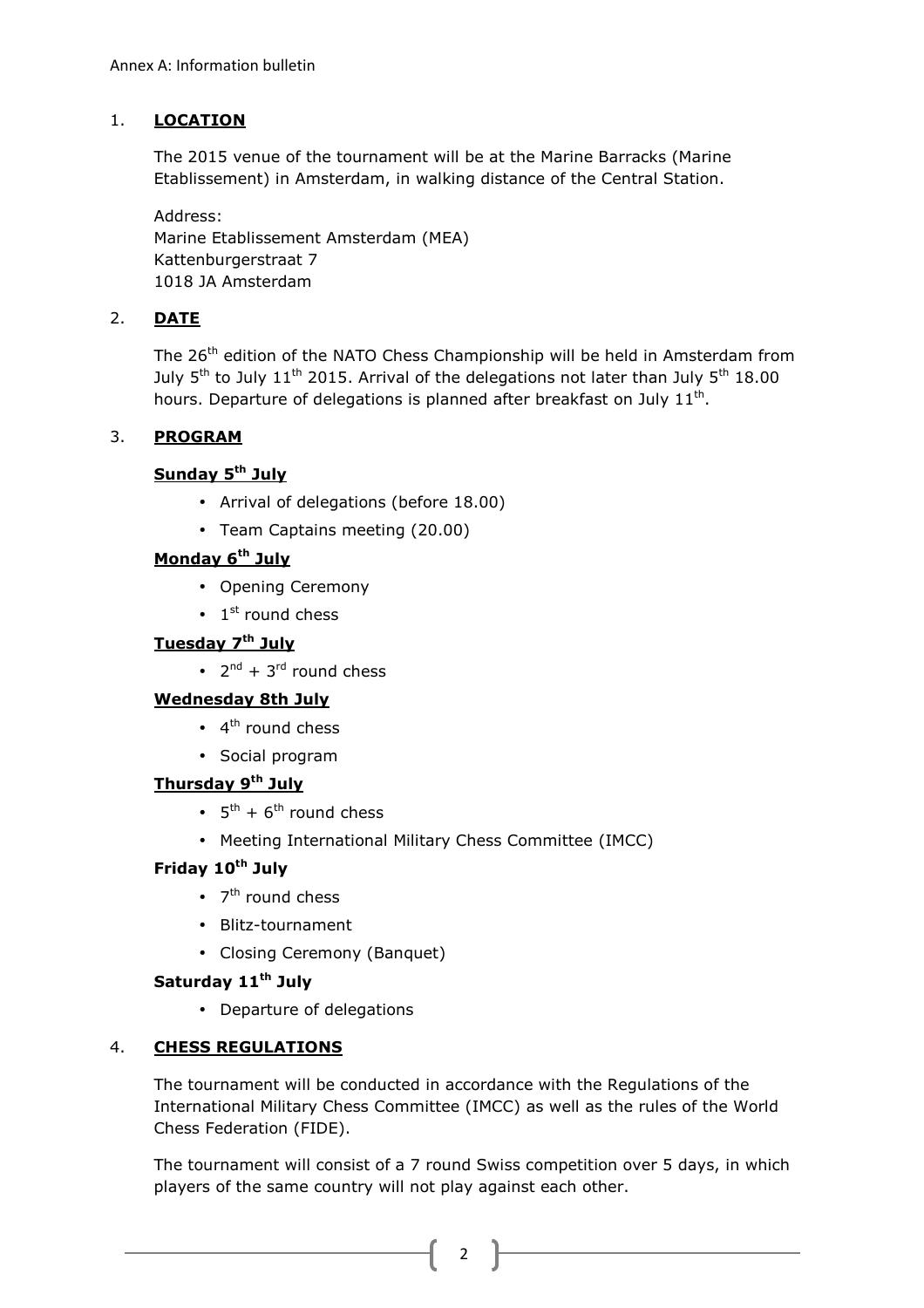Annex A: Information bulletin

1. **LOCATION**

   The 2015 venue of the tournament will be at the Marine Barracks (Marine Etablissement) in Amsterdam, in walking distance of the Central Station.

   Address:
   Marine Etablissement Amsterdam (MEA)
   Kattenburgerstraat 7
   1018 JA Amsterdam

2. **DATE**

   The 26th edition of the NATO Chess Championship will be held in Amsterdam from July 5th to July 11th 2015. Arrival of the delegations not later than July 5th 18.00 hours. Departure of delegations is planned after breakfast on July 11th.

3. **PROGRAM**

   **Sunday 5th July**

   - Arrival of delegations (before 18.00)
   - Team Captains meeting (20.00)

   **Monday 6th July**

   - Opening Ceremony
   - 1st round chess

   **Tuesday 7th July**

   - 2nd + 3rd round chess

   **Wednesday 8th July**

   - 4th round chess
   - Social program

   **Thursday 9th July**

   - 5th + 6th round chess
   - Meeting International Military Chess Committee (IMCC)

   **Friday 10th July**

   - 7th round chess
   - Blitz-tournament
   - Closing Ceremony (Banquet)

   **Saturday 11th July**

   - Departure of delegations

4. **CHESS REGULATIONS**

   The tournament will be conducted in accordance with the Regulations of the International Military Chess Committee (IMCC) as well as the rules of the World Chess Federation (FIDE).

   The tournament will consist of a 7 round Swiss competition over 5 days, in which players of the same country will not play against each other.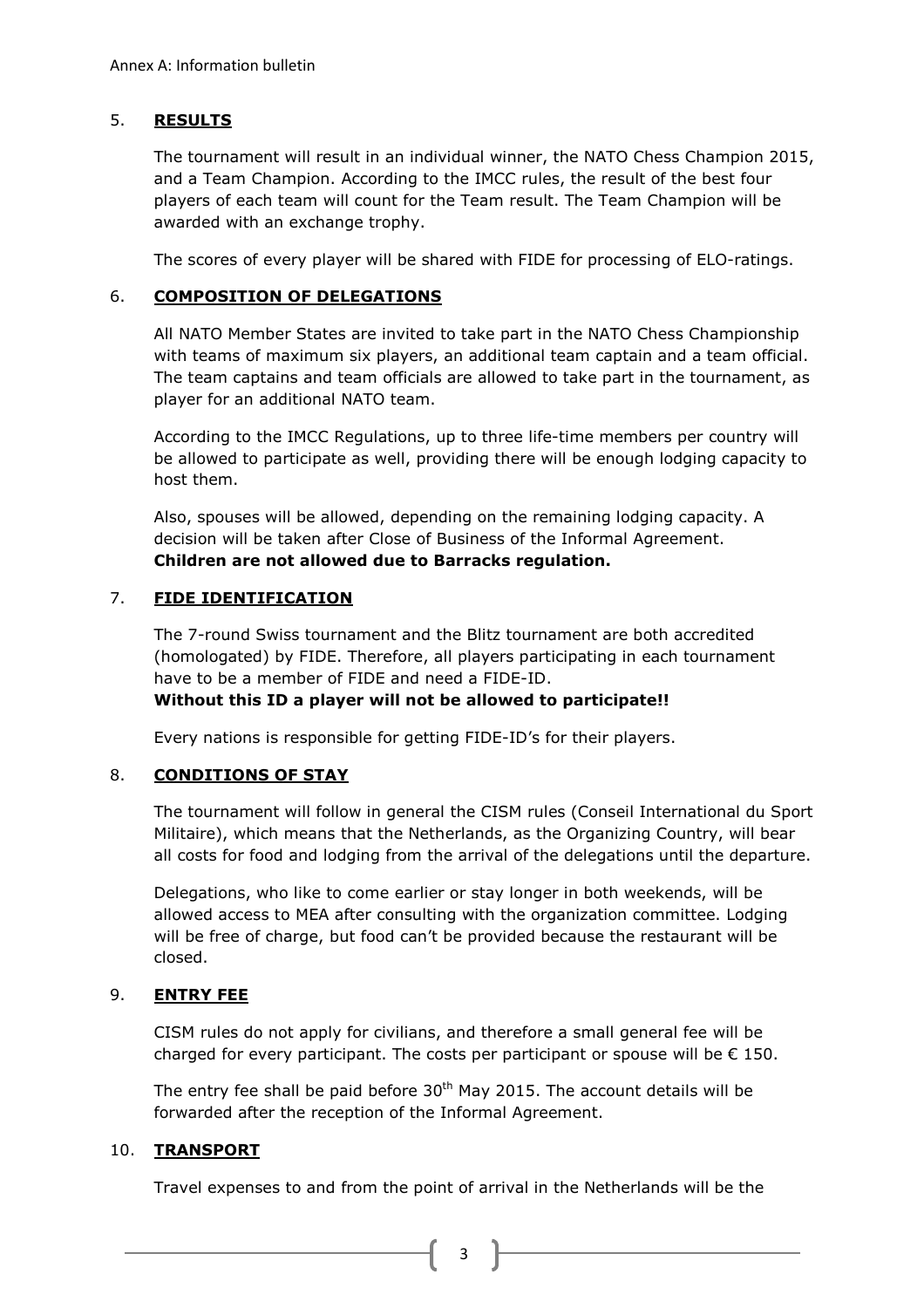## 5. **RESULTS**

The tournament will result in an individual winner, the NATO Chess Champion 2015, and a Team Champion. According to the IMCC rules, the result of the best four players of each team will count for the Team result. The Team Champion will be awarded with an exchange trophy.

The scores of every player will be shared with FIDE for processing of ELO-ratings.

## 6. **COMPOSITION OF DELEGATIONS**

All NATO Member States are invited to take part in the NATO Chess Championship with teams of maximum six players, an additional team captain and a team official. The team captains and team officials are allowed to take part in the tournament, as player for an additional NATO team.

According to the IMCC Regulations, up to three life-time members per country will be allowed to participate as well, providing there will be enough lodging capacity to host them.

Also, spouses will be allowed, depending on the remaining lodging capacity. A decision will be taken after Close of Business of the Informal Agreement. **Children are not allowed due to Barracks regulation.**

## 7. **FIDE IDENTIFICATION**

The 7-round Swiss tournament and the Blitz tournament are both accredited (homologated) by FIDE. Therefore, all players participating in each tournament have to be a member of FIDE and need a FIDE-ID.
**Without this ID a player will not be allowed to participate!!**

Every nations is responsible for getting FIDE-ID's for their players.

## 8. **CONDITIONS OF STAY**

The tournament will follow in general the CISM rules (Conseil International du Sport Militaire), which means that the Netherlands, as the Organizing Country, will bear all costs for food and lodging from the arrival of the delegations until the departure.

Delegations, who like to come earlier or stay longer in both weekends, will be allowed access to MEA after consulting with the organization committee. Lodging will be free of charge, but food can't be provided because the restaurant will be closed.

## 9. **ENTRY FEE**

CISM rules do not apply for civilians, and therefore a small general fee will be charged for every participant. The costs per participant or spouse will be € 150.

The entry fee shall be paid before 30th May 2015. The account details will be forwarded after the reception of the Informal Agreement.

## 10. **TRANSPORT**

Travel expenses to and from the point of arrival in the Netherlands will be the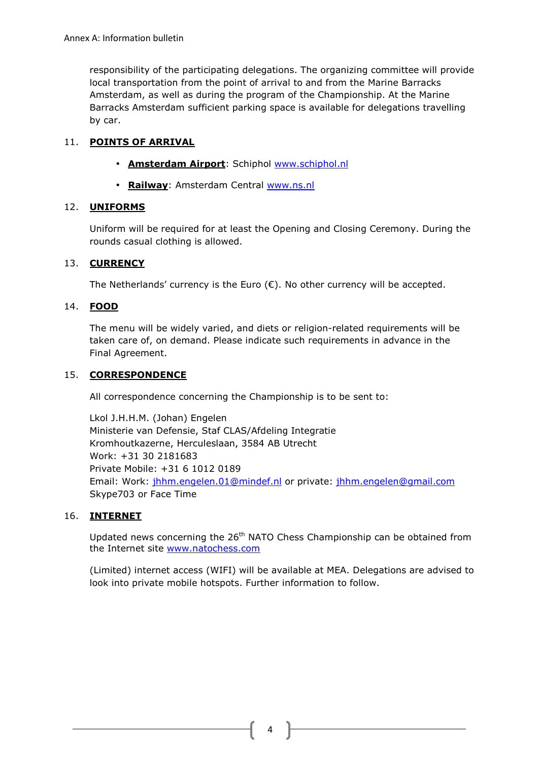responsibility of the participating delegations. The organizing committee will provide local transportation from the point of arrival to and from the Marine Barracks Amsterdam, as well as during the program of the Championship. At the Marine Barracks Amsterdam sufficient parking space is available for delegations travelling by car.

## 11. POINTS OF ARRIVAL

- **Amsterdam Airport**: Schiphol www.schiphol.nl
- **Railway**: Amsterdam Central www.ns.nl

## 12. UNIFORMS

Uniform will be required for at least the Opening and Closing Ceremony. During the rounds casual clothing is allowed.

## 13. CURRENCY

The Netherlands' currency is the Euro (€). No other currency will be accepted.

## 14. FOOD

The menu will be widely varied, and diets or religion-related requirements will be taken care of, on demand. Please indicate such requirements in advance in the Final Agreement.

## 15. CORRESPONDENCE

All correspondence concerning the Championship is to be sent to:

Lkol J.H.H.M. (Johan) Engelen
Ministerie van Defensie, Staf CLAS/Afdeling Integratie
Kromhoutkazerne, Herculeslaan, 3584 AB Utrecht
Work: +31 30 2181683
Private Mobile: +31 6 1012 0189
Email: Work: jhhm.engelen.01@mindef.nl or private: jhhm.engelen@gmail.com
Skype703 or Face Time

## 16. INTERNET

Updated news concerning the 26th NATO Chess Championship can be obtained from the Internet site www.natochess.com

(Limited) internet access (WIFI) will be available at MEA. Delegations are advised to look into private mobile hotspots. Further information to follow.